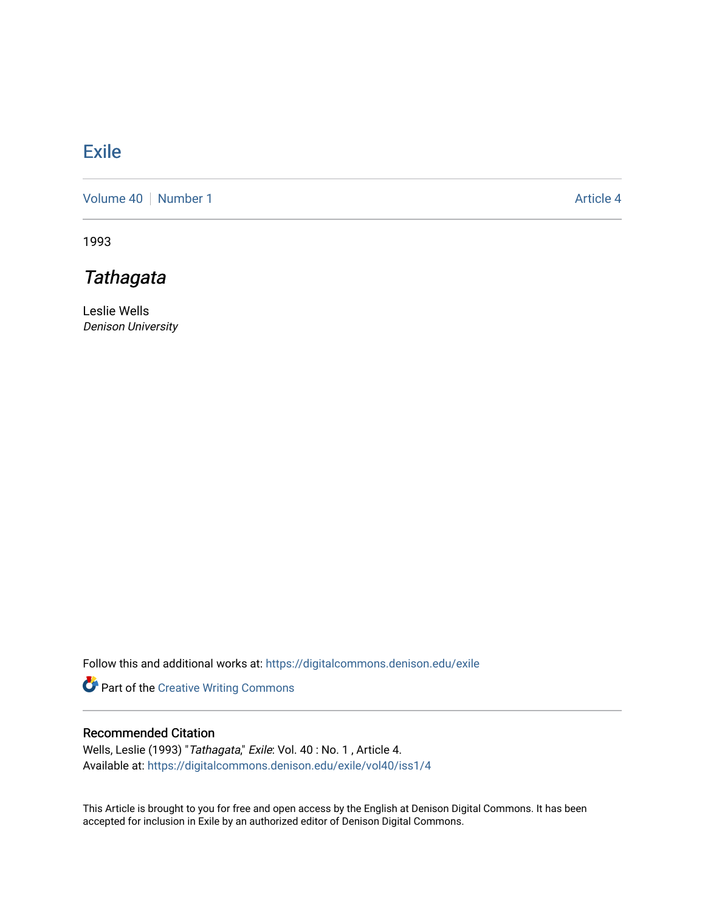# Exile

Volume 40 | Number 1 | Article 4

1993

## *Tathagata*

Leslie Wells
*Denison University*

Follow this and additional works at: https://digitalcommons.denison.edu/exile

Part of the Creative Writing Commons

### Recommended Citation

Wells, Leslie (1993) "*Tathagata*," *Exile*: Vol. 40 : No. 1 , Article 4.
Available at: https://digitalcommons.denison.edu/exile/vol40/iss1/4

This Article is brought to you for free and open access by the English at Denison Digital Commons. It has been accepted for inclusion in Exile by an authorized editor of Denison Digital Commons.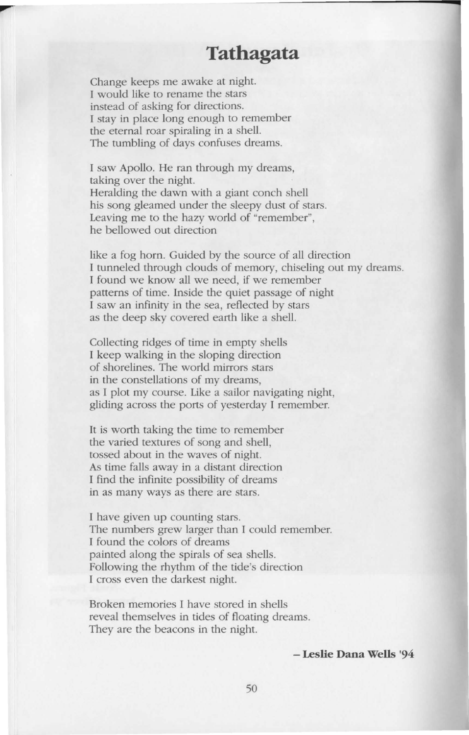# Tathagata

Change keeps me awake at night.  
I would like to rename the stars  
instead of asking for directions.  
I stay in place long enough to remember  
the eternal roar spiraling in a shell.  
The tumbling of days confuses dreams.

I saw Apollo. He ran through my dreams,  
taking over the night.  
Heralding the dawn with a giant conch shell  
his song gleamed under the sleepy dust of stars.  
Leaving me to the hazy world of "remember",  
he bellowed out direction

like a fog horn. Guided by the source of all direction  
I tunneled through clouds of memory, chiseling out my dreams.  
I found we know all we need, if we remember  
patterns of time. Inside the quiet passage of night  
I saw an infinity in the sea, reflected by stars  
as the deep sky covered earth like a shell.

Collecting ridges of time in empty shells  
I keep walking in the sloping direction  
of shorelines. The world mirrors stars  
in the constellations of my dreams,  
as I plot my course. Like a sailor navigating night,  
gliding across the ports of yesterday I remember.

It is worth taking the time to remember  
the varied textures of song and shell,  
tossed about in the waves of night.  
As time falls away in a distant direction  
I find the infinite possibility of dreams  
in as many ways as there are stars.

I have given up counting stars.  
The numbers grew larger than I could remember.  
I found the colors of dreams  
painted along the spirals of sea shells.  
Following the rhythm of the tide's direction  
I cross even the darkest night.

Broken memories I have stored in shells  
reveal themselves in tides of floating dreams.  
They are the beacons in the night.

**– Leslie Dana Wells '94**